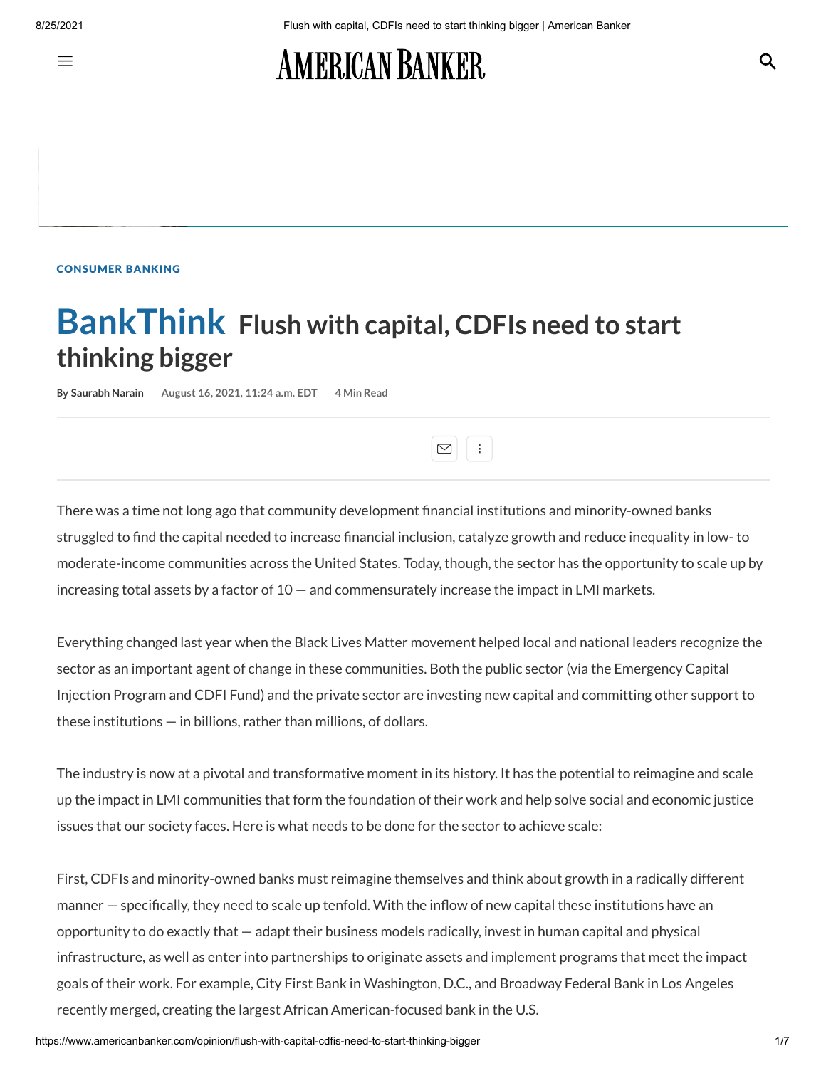CONSUMER BANKING

# BankThink Flush with capital, CDFIs need to start thinking bigger

By Saurabh Narain August 16, 2021, 11:24 a.m. EDT 4 Min Read

There was a time not long ago that community development financial institutions and minority-owned banks struggled to find the capital needed to increase financial inclusion, catalyze growth and reduce inequality in low- to moderate-income communities across the United States. Today, though, the sector has the opportunity to scale up by increasing total assets by a factor of 10 — and commensurately increase the impact in LMI markets.

Everything changed last year when the Black Lives Matter movement helped local and national leaders recognize the sector as an important agent of change in these communities. Both the public sector (via the Emergency Capital Injection Program and CDFI Fund) and the private sector are investing new capital and committing other support to these institutions — in billions, rather than millions, of dollars.

The industry is now at a pivotal and transformative moment in its history. It has the potential to reimagine and scale up the impact in LMI communities that form the foundation of their work and help solve social and economic justice issues that our society faces. Here is what needs to be done for the sector to achieve scale:

First, CDFIs and minority-owned banks must reimagine themselves and think about growth in a radically different manner — specifically, they need to scale up tenfold. With the inflow of new capital these institutions have an opportunity to do exactly that — adapt their business models radically, invest in human capital and physical infrastructure, as well as enter into partnerships to originate assets and implement programs that meet the impact goals of their work. For example, City First Bank in Washington, D.C., and Broadway Federal Bank in Los Angeles recently merged, creating the largest African American-focused bank in the U.S.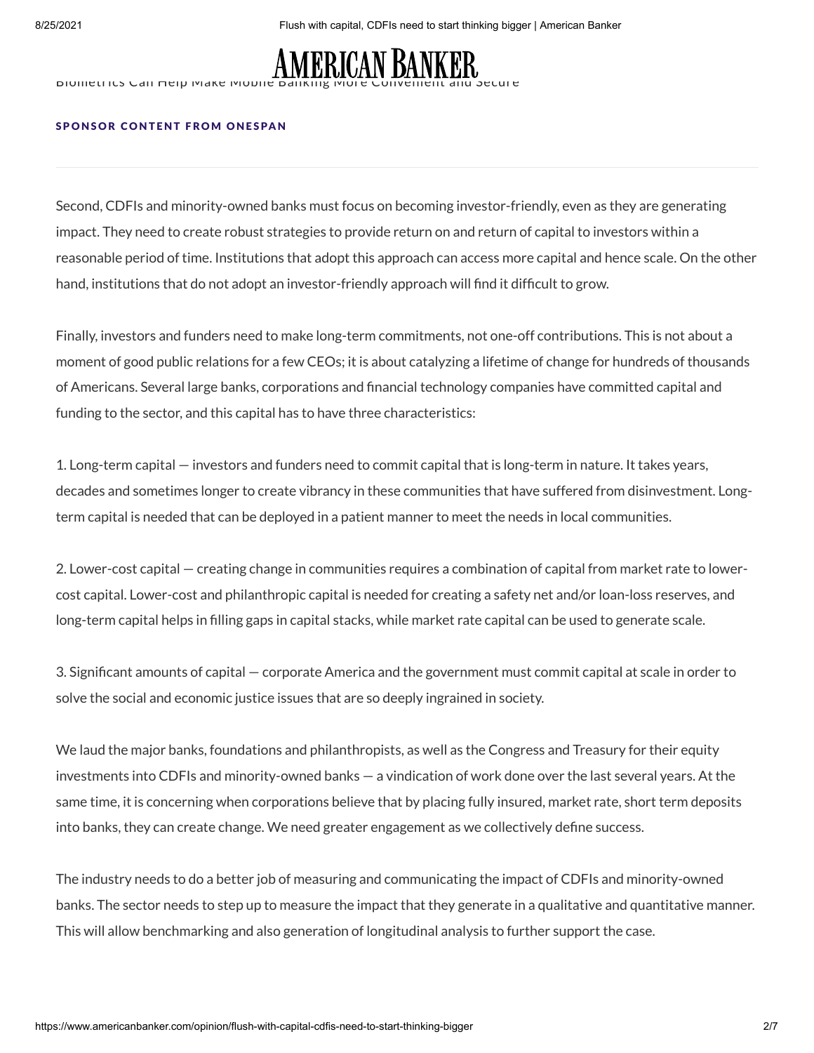Second, CDFIs and minority-owned banks must focus on becoming investor-friendly, even as they are generating impact. They need to create robust strategies to provide return on and return of capital to investors within a reasonable period of time. Institutions that adopt this approach can access more capital and hence scale. On the other hand, institutions that do not adopt an investor-friendly approach will find it difficult to grow.

Finally, investors and funders need to make long-term commitments, not one-off contributions. This is not about a moment of good public relations for a few CEOs; it is about catalyzing a lifetime of change for hundreds of thousands of Americans. Several large banks, corporations and financial technology companies have committed capital and funding to the sector, and this capital has to have three characteristics:

1. Long-term capital — investors and funders need to commit capital that is long-term in nature. It takes years, decades and sometimes longer to create vibrancy in these communities that have suffered from disinvestment. Long-term capital is needed that can be deployed in a patient manner to meet the needs in local communities.

2. Lower-cost capital — creating change in communities requires a combination of capital from market rate to lower-cost capital. Lower-cost and philanthropic capital is needed for creating a safety net and/or loan-loss reserves, and long-term capital helps in filling gaps in capital stacks, while market rate capital can be used to generate scale.

3. Significant amounts of capital — corporate America and the government must commit capital at scale in order to solve the social and economic justice issues that are so deeply ingrained in society.

We laud the major banks, foundations and philanthropists, as well as the Congress and Treasury for their equity investments into CDFIs and minority-owned banks — a vindication of work done over the last several years. At the same time, it is concerning when corporations believe that by placing fully insured, market rate, short term deposits into banks, they can create change. We need greater engagement as we collectively define success.

The industry needs to do a better job of measuring and communicating the impact of CDFIs and minority-owned banks. The sector needs to step up to measure the impact that they generate in a qualitative and quantitative manner. This will allow benchmarking and also generation of longitudinal analysis to further support the case.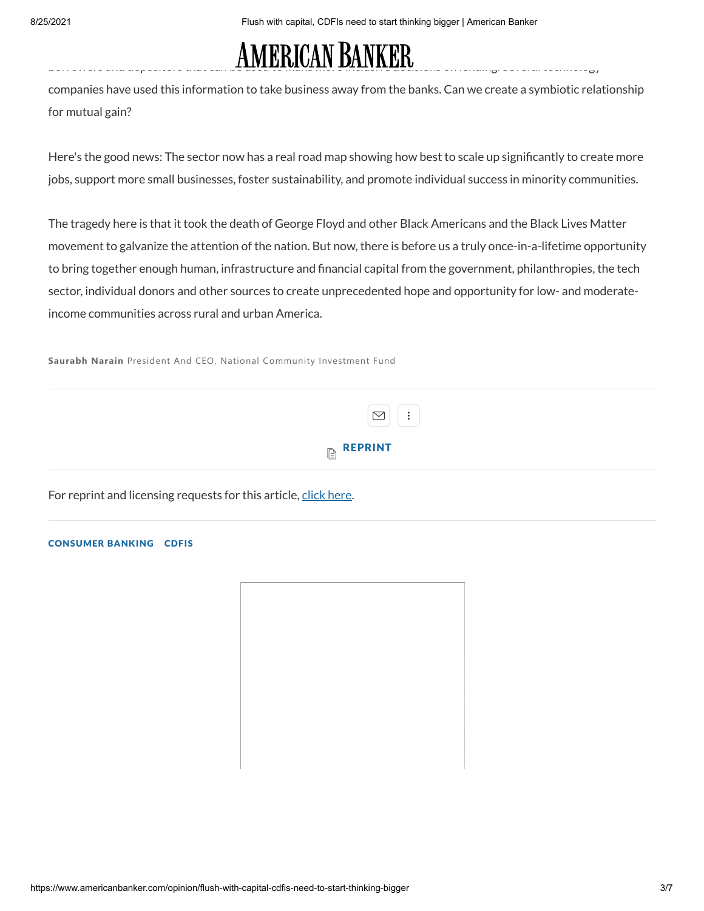companies have used this information to take business away from the banks. Can we create a symbiotic relationship for mutual gain?

Here's the good news: The sector now has a real road map showing how best to scale up significantly to create more jobs, support more small businesses, foster sustainability, and promote individual success in minority communities.

The tragedy here is that it took the death of George Floyd and other Black Americans and the Black Lives Matter movement to galvanize the attention of the nation. But now, there is before us a truly once-in-a-lifetime opportunity to bring together enough human, infrastructure and financial capital from the government, philanthropies, the tech sector, individual donors and other sources to create unprecedented hope and opportunity for low- and moderate-income communities across rural and urban America.

**Saurabh Narain** President And CEO, National Community Investment Fund

REPRINT

For reprint and licensing requests for this article, click here.

CONSUMER BANKING CDFIS